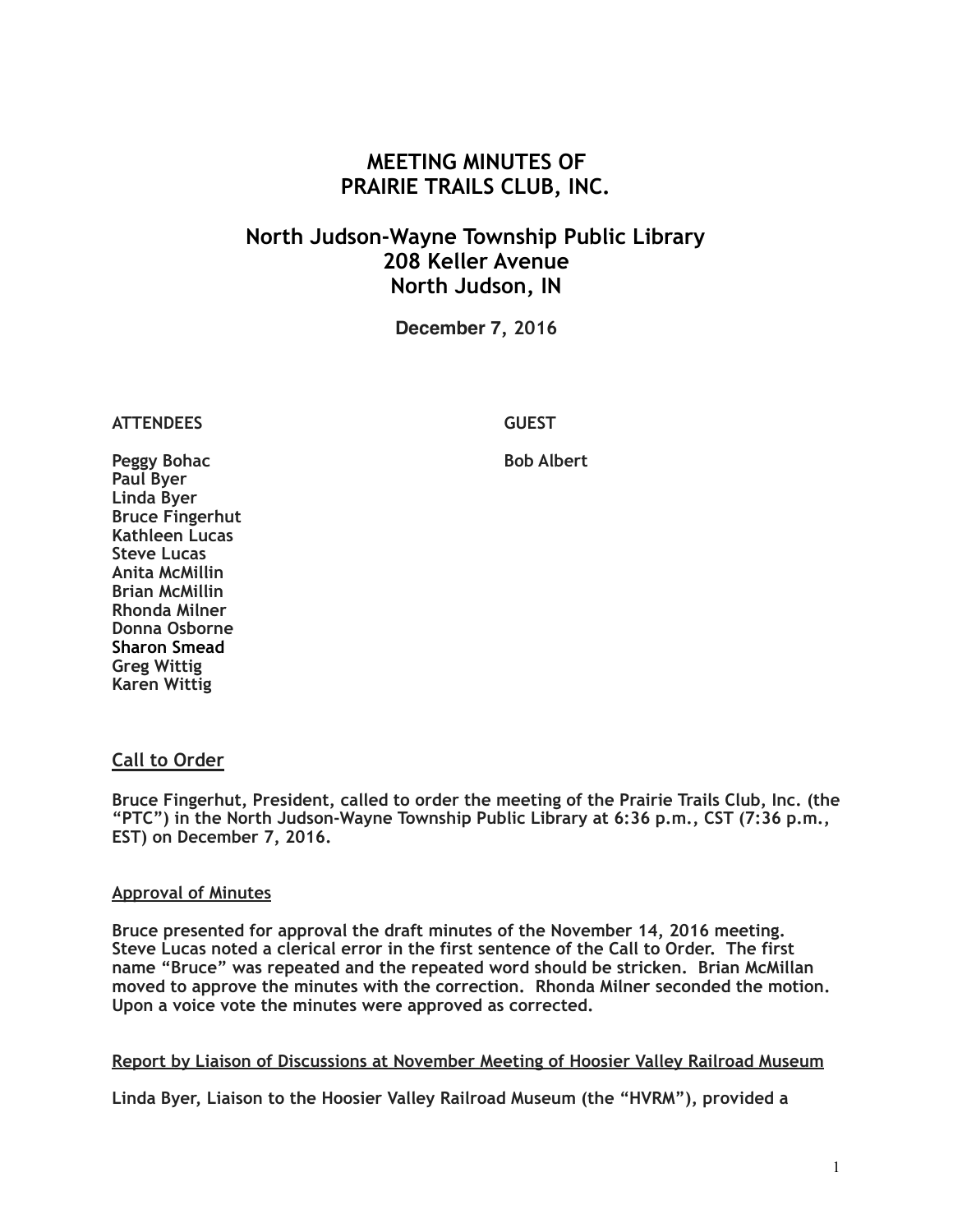# MEETING MINUTES OF PRAIRIE TRAILS CLUB, INC.

## North Judson-Wayne Township Public Library
## 208 Keller Avenue
## North Judson, IN

**December 7, 2016**

| ATTENDEES | GUEST |
|---|---|
| Peggy Bohac | Bob Albert |
| Paul Byer | |
| Linda Byer | |
| Bruce Fingerhut | |
| Kathleen Lucas | |
| Steve Lucas | |
| Anita McMillin | |
| Brian McMillin | |
| Rhonda Milner | |
| Donna Osborne | |
| Sharon Smead | |
| Greg Wittig | |
| Karen Wittig | |

### Call to Order

Bruce Fingerhut, President, called to order the meeting of the Prairie Trails Club, Inc. (the "PTC") in the North Judson-Wayne Township Public Library at 6:36 p.m., CST (7:36 p.m., EST) on December 7, 2016.

### Approval of Minutes

Bruce presented for approval the draft minutes of the November 14, 2016 meeting. Steve Lucas noted a clerical error in the first sentence of the Call to Order. The first name "Bruce" was repeated and the repeated word should be stricken. Brian McMillan moved to approve the minutes with the correction. Rhonda Milner seconded the motion. Upon a voice vote the minutes were approved as corrected.

### Report by Liaison of Discussions at November Meeting of Hoosier Valley Railroad Museum

Linda Byer, Liaison to the Hoosier Valley Railroad Museum (the "HVRM"), provided a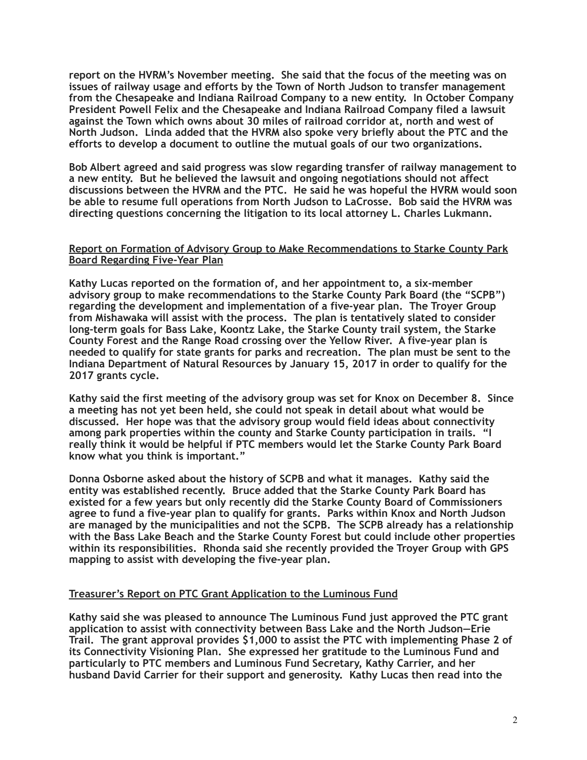report on the HVRM's November meeting. She said that the focus of the meeting was on issues of railway usage and efforts by the Town of North Judson to transfer management from the Chesapeake and Indiana Railroad Company to a new entity. In October Company President Powell Felix and the Chesapeake and Indiana Railroad Company filed a lawsuit against the Town which owns about 30 miles of railroad corridor at, north and west of North Judson. Linda added that the HVRM also spoke very briefly about the PTC and the efforts to develop a document to outline the mutual goals of our two organizations.

Bob Albert agreed and said progress was slow regarding transfer of railway management to a new entity. But he believed the lawsuit and ongoing negotiations should not affect discussions between the HVRM and the PTC. He said he was hopeful the HVRM would soon be able to resume full operations from North Judson to LaCrosse. Bob said the HVRM was directing questions concerning the litigation to its local attorney L. Charles Lukmann.

## Report on Formation of Advisory Group to Make Recommendations to Starke County Park Board Regarding Five-Year Plan

Kathy Lucas reported on the formation of, and her appointment to, a six-member advisory group to make recommendations to the Starke County Park Board (the "SCPB") regarding the development and implementation of a five-year plan. The Troyer Group from Mishawaka will assist with the process. The plan is tentatively slated to consider long-term goals for Bass Lake, Koontz Lake, the Starke County trail system, the Starke County Forest and the Range Road crossing over the Yellow River. A five-year plan is needed to qualify for state grants for parks and recreation. The plan must be sent to the Indiana Department of Natural Resources by January 15, 2017 in order to qualify for the 2017 grants cycle.

Kathy said the first meeting of the advisory group was set for Knox on December 8. Since a meeting has not yet been held, she could not speak in detail about what would be discussed. Her hope was that the advisory group would field ideas about connectivity among park properties within the county and Starke County participation in trails. "I really think it would be helpful if PTC members would let the Starke County Park Board know what you think is important."

Donna Osborne asked about the history of SCPB and what it manages. Kathy said the entity was established recently. Bruce added that the Starke County Park Board has existed for a few years but only recently did the Starke County Board of Commissioners agree to fund a five-year plan to qualify for grants. Parks within Knox and North Judson are managed by the municipalities and not the SCPB. The SCPB already has a relationship with the Bass Lake Beach and the Starke County Forest but could include other properties within its responsibilities. Rhonda said she recently provided the Troyer Group with GPS mapping to assist with developing the five-year plan.

## Treasurer's Report on PTC Grant Application to the Luminous Fund

Kathy said she was pleased to announce The Luminous Fund just approved the PTC grant application to assist with connectivity between Bass Lake and the North Judson—Erie Trail. The grant approval provides $1,000 to assist the PTC with implementing Phase 2 of its Connectivity Visioning Plan. She expressed her gratitude to the Luminous Fund and particularly to PTC members and Luminous Fund Secretary, Kathy Carrier, and her husband David Carrier for their support and generosity. Kathy Lucas then read into the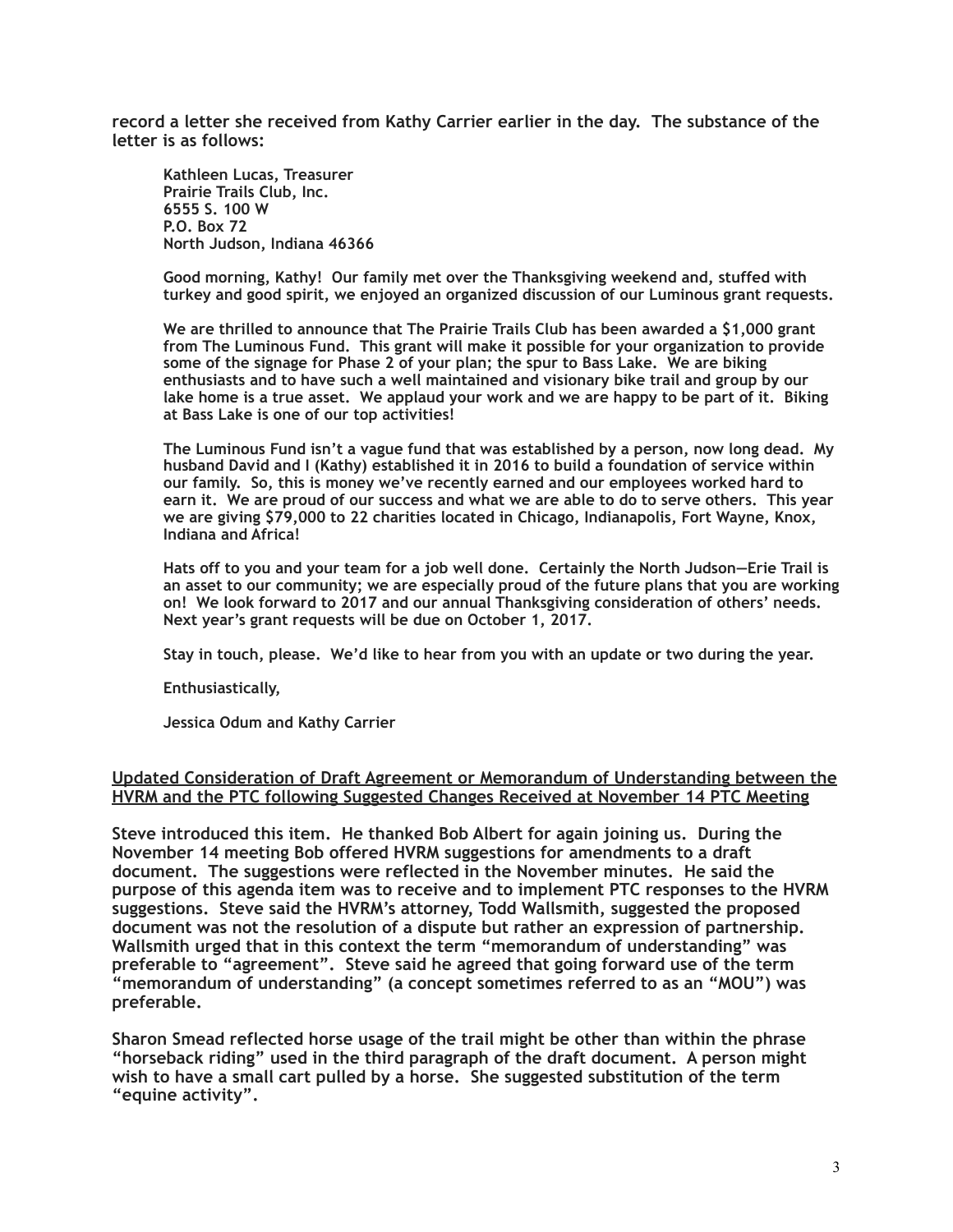**record a letter she received from Kathy Carrier earlier in the day. The substance of the letter is as follows:**

> **Kathleen Lucas, Treasurer**
> **Prairie Trails Club, Inc.**
> **6555 S. 100 W**
> **P.O. Box 72**
> **North Judson, Indiana 46366**
>
> **Good morning, Kathy! Our family met over the Thanksgiving weekend and, stuffed with turkey and good spirit, we enjoyed an organized discussion of our Luminous grant requests.**
>
> **We are thrilled to announce that The Prairie Trails Club has been awarded a $1,000 grant from The Luminous Fund. This grant will make it possible for your organization to provide some of the signage for Phase 2 of your plan; the spur to Bass Lake. We are biking enthusiasts and to have such a well maintained and visionary bike trail and group by our lake home is a true asset. We applaud your work and we are happy to be part of it. Biking at Bass Lake is one of our top activities!**
>
> **The Luminous Fund isn't a vague fund that was established by a person, now long dead. My husband David and I (Kathy) established it in 2016 to build a foundation of service within our family. So, this is money we've recently earned and our employees worked hard to earn it. We are proud of our success and what we are able to do to serve others. This year we are giving $79,000 to 22 charities located in Chicago, Indianapolis, Fort Wayne, Knox, Indiana and Africa!**
>
> **Hats off to you and your team for a job well done. Certainly the North Judson—Erie Trail is an asset to our community; we are especially proud of the future plans that you are working on! We look forward to 2017 and our annual Thanksgiving consideration of others' needs. Next year's grant requests will be due on October 1, 2017.**
>
> **Stay in touch, please. We'd like to hear from you with an update or two during the year.**
>
> **Enthusiastically,**
>
> **Jessica Odum and Kathy Carrier**

<u>**Updated Consideration of Draft Agreement or Memorandum of Understanding between the HVRM and the PTC following Suggested Changes Received at November 14 PTC Meeting**</u>

**Steve introduced this item. He thanked Bob Albert for again joining us. During the November 14 meeting Bob offered HVRM suggestions for amendments to a draft document. The suggestions were reflected in the November minutes. He said the purpose of this agenda item was to receive and to implement PTC responses to the HVRM suggestions. Steve said the HVRM's attorney, Todd Wallsmith, suggested the proposed document was not the resolution of a dispute but rather an expression of partnership. Wallsmith urged that in this context the term "memorandum of understanding" was preferable to "agreement". Steve said he agreed that going forward use of the term "memorandum of understanding" (a concept sometimes referred to as an "MOU") was preferable.**

**Sharon Smead reflected horse usage of the trail might be other than within the phrase "horseback riding" used in the third paragraph of the draft document. A person might wish to have a small cart pulled by a horse. She suggested substitution of the term "equine activity".**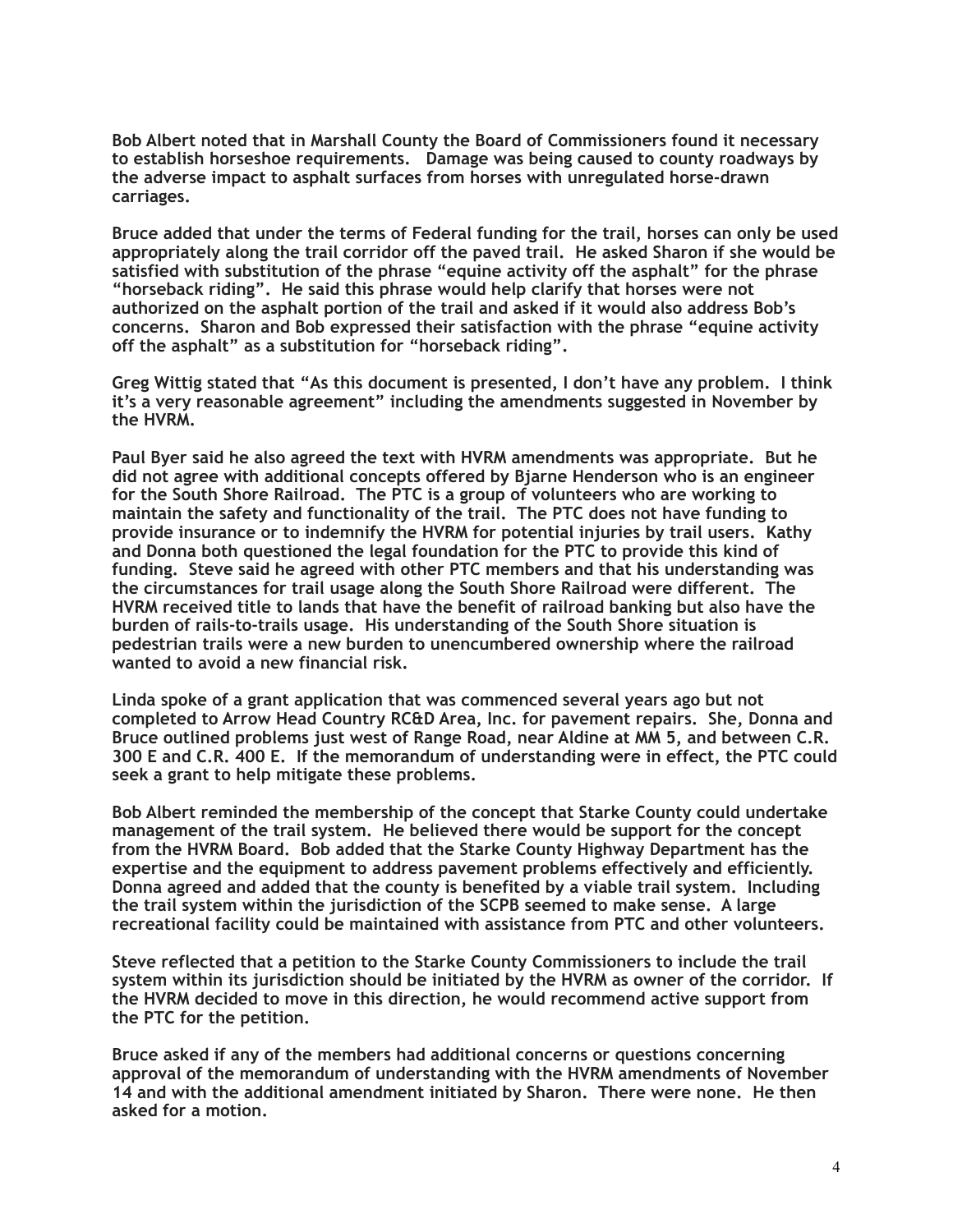Bob Albert noted that in Marshall County the Board of Commissioners found it necessary to establish horseshoe requirements. Damage was being caused to county roadways by the adverse impact to asphalt surfaces from horses with unregulated horse-drawn carriages.

Bruce added that under the terms of Federal funding for the trail, horses can only be used appropriately along the trail corridor off the paved trail. He asked Sharon if she would be satisfied with substitution of the phrase "equine activity off the asphalt" for the phrase "horseback riding". He said this phrase would help clarify that horses were not authorized on the asphalt portion of the trail and asked if it would also address Bob's concerns. Sharon and Bob expressed their satisfaction with the phrase "equine activity off the asphalt" as a substitution for "horseback riding".

Greg Wittig stated that "As this document is presented, I don't have any problem. I think it's a very reasonable agreement" including the amendments suggested in November by the HVRM.

Paul Byer said he also agreed the text with HVRM amendments was appropriate. But he did not agree with additional concepts offered by Bjarne Henderson who is an engineer for the South Shore Railroad. The PTC is a group of volunteers who are working to maintain the safety and functionality of the trail. The PTC does not have funding to provide insurance or to indemnify the HVRM for potential injuries by trail users. Kathy and Donna both questioned the legal foundation for the PTC to provide this kind of funding. Steve said he agreed with other PTC members and that his understanding was the circumstances for trail usage along the South Shore Railroad were different. The HVRM received title to lands that have the benefit of railroad banking but also have the burden of rails-to-trails usage. His understanding of the South Shore situation is pedestrian trails were a new burden to unencumbered ownership where the railroad wanted to avoid a new financial risk.

Linda spoke of a grant application that was commenced several years ago but not completed to Arrow Head Country RC&D Area, Inc. for pavement repairs. She, Donna and Bruce outlined problems just west of Range Road, near Aldine at MM 5, and between C.R. 300 E and C.R. 400 E. If the memorandum of understanding were in effect, the PTC could seek a grant to help mitigate these problems.

Bob Albert reminded the membership of the concept that Starke County could undertake management of the trail system. He believed there would be support for the concept from the HVRM Board. Bob added that the Starke County Highway Department has the expertise and the equipment to address pavement problems effectively and efficiently. Donna agreed and added that the county is benefited by a viable trail system. Including the trail system within the jurisdiction of the SCPB seemed to make sense. A large recreational facility could be maintained with assistance from PTC and other volunteers.

Steve reflected that a petition to the Starke County Commissioners to include the trail system within its jurisdiction should be initiated by the HVRM as owner of the corridor. If the HVRM decided to move in this direction, he would recommend active support from the PTC for the petition.

Bruce asked if any of the members had additional concerns or questions concerning approval of the memorandum of understanding with the HVRM amendments of November 14 and with the additional amendment initiated by Sharon. There were none. He then asked for a motion.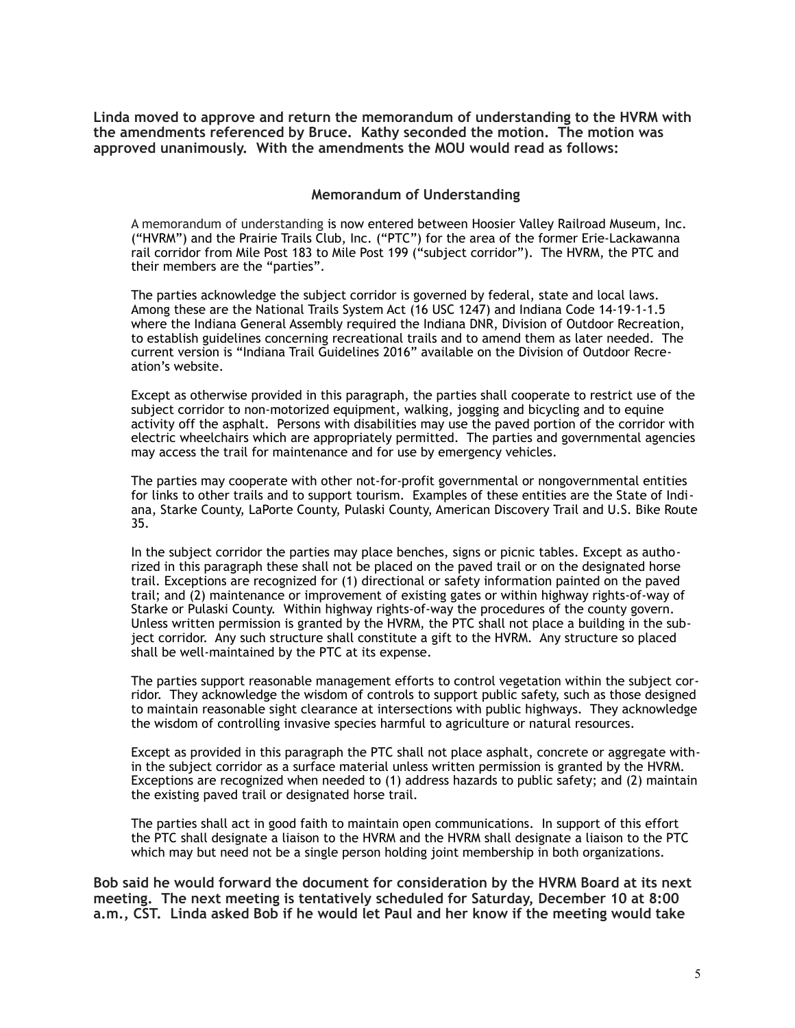**Linda moved to approve and return the memorandum of understanding to the HVRM with the amendments referenced by Bruce. Kathy seconded the motion. The motion was approved unanimously. With the amendments the MOU would read as follows:**

### Memorandum of Understanding

A memorandum of understanding is now entered between Hoosier Valley Railroad Museum, Inc. ("HVRM") and the Prairie Trails Club, Inc. ("PTC") for the area of the former Erie-Lackawanna rail corridor from Mile Post 183 to Mile Post 199 ("subject corridor"). The HVRM, the PTC and their members are the "parties".

The parties acknowledge the subject corridor is governed by federal, state and local laws. Among these are the National Trails System Act (16 USC 1247) and Indiana Code 14-19-1-1.5 where the Indiana General Assembly required the Indiana DNR, Division of Outdoor Recreation, to establish guidelines concerning recreational trails and to amend them as later needed. The current version is "Indiana Trail Guidelines 2016" available on the Division of Outdoor Recreation's website.

Except as otherwise provided in this paragraph, the parties shall cooperate to restrict use of the subject corridor to non-motorized equipment, walking, jogging and bicycling and to equine activity off the asphalt. Persons with disabilities may use the paved portion of the corridor with electric wheelchairs which are appropriately permitted. The parties and governmental agencies may access the trail for maintenance and for use by emergency vehicles.

The parties may cooperate with other not-for-profit governmental or nongovernmental entities for links to other trails and to support tourism. Examples of these entities are the State of Indiana, Starke County, LaPorte County, Pulaski County, American Discovery Trail and U.S. Bike Route 35.

In the subject corridor the parties may place benches, signs or picnic tables. Except as authorized in this paragraph these shall not be placed on the paved trail or on the designated horse trail. Exceptions are recognized for (1) directional or safety information painted on the paved trail; and (2) maintenance or improvement of existing gates or within highway rights-of-way of Starke or Pulaski County. Within highway rights-of-way the procedures of the county govern. Unless written permission is granted by the HVRM, the PTC shall not place a building in the subject corridor. Any such structure shall constitute a gift to the HVRM. Any structure so placed shall be well-maintained by the PTC at its expense.

The parties support reasonable management efforts to control vegetation within the subject corridor. They acknowledge the wisdom of controls to support public safety, such as those designed to maintain reasonable sight clearance at intersections with public highways. They acknowledge the wisdom of controlling invasive species harmful to agriculture or natural resources.

Except as provided in this paragraph the PTC shall not place asphalt, concrete or aggregate within the subject corridor as a surface material unless written permission is granted by the HVRM. Exceptions are recognized when needed to (1) address hazards to public safety; and (2) maintain the existing paved trail or designated horse trail.

The parties shall act in good faith to maintain open communications. In support of this effort the PTC shall designate a liaison to the HVRM and the HVRM shall designate a liaison to the PTC which may but need not be a single person holding joint membership in both organizations.

**Bob said he would forward the document for consideration by the HVRM Board at its next meeting. The next meeting is tentatively scheduled for Saturday, December 10 at 8:00 a.m., CST. Linda asked Bob if he would let Paul and her know if the meeting would take**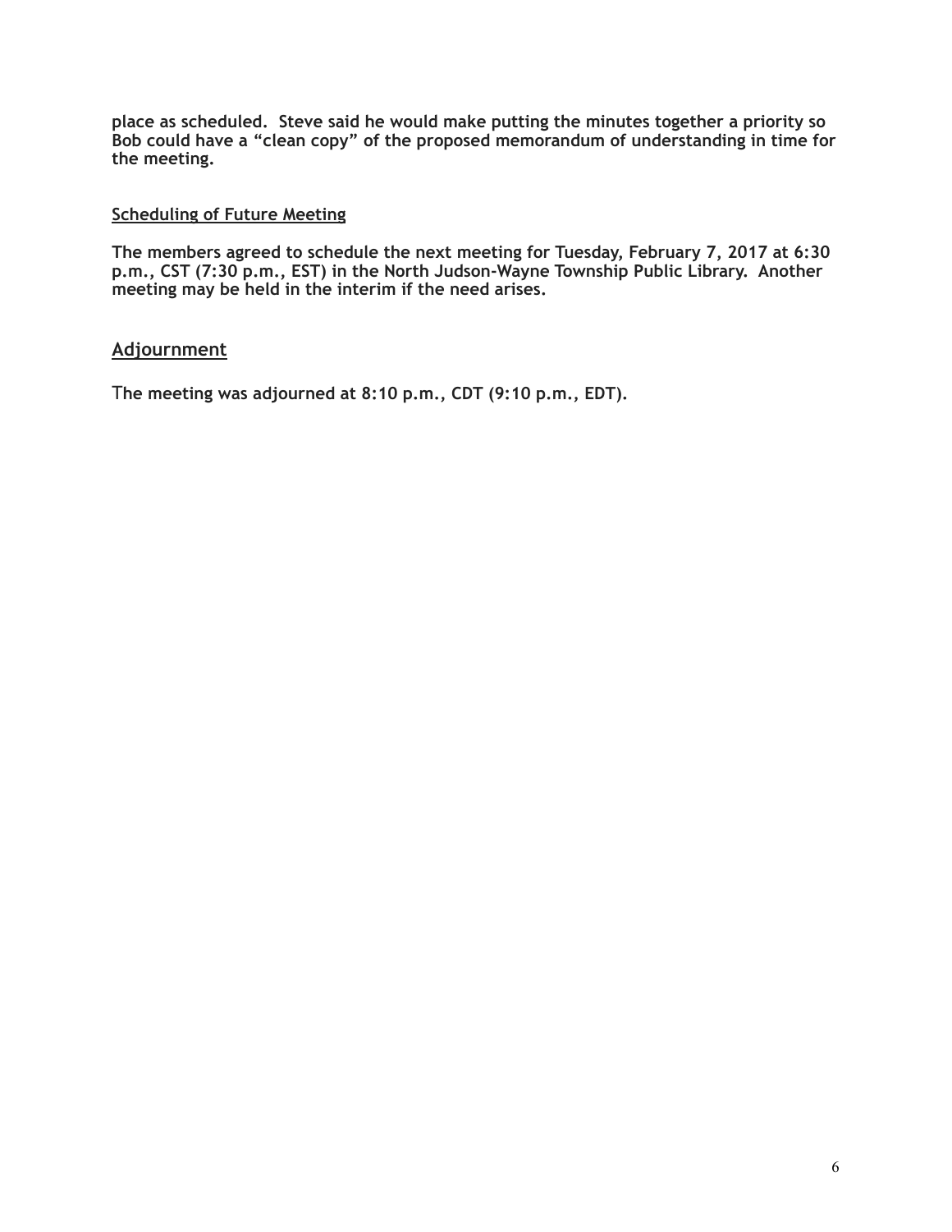**place as scheduled. Steve said he would make putting the minutes together a priority so Bob could have a "clean copy" of the proposed memorandum of understanding in time for the meeting.**

**Scheduling of Future Meeting**

**The members agreed to schedule the next meeting for Tuesday, February 7, 2017 at 6:30 p.m., CST (7:30 p.m., EST) in the North Judson-Wayne Township Public Library. Another meeting may be held in the interim if the need arises.**

## Adjournment

**The meeting was adjourned at 8:10 p.m., CDT (9:10 p.m., EDT).**